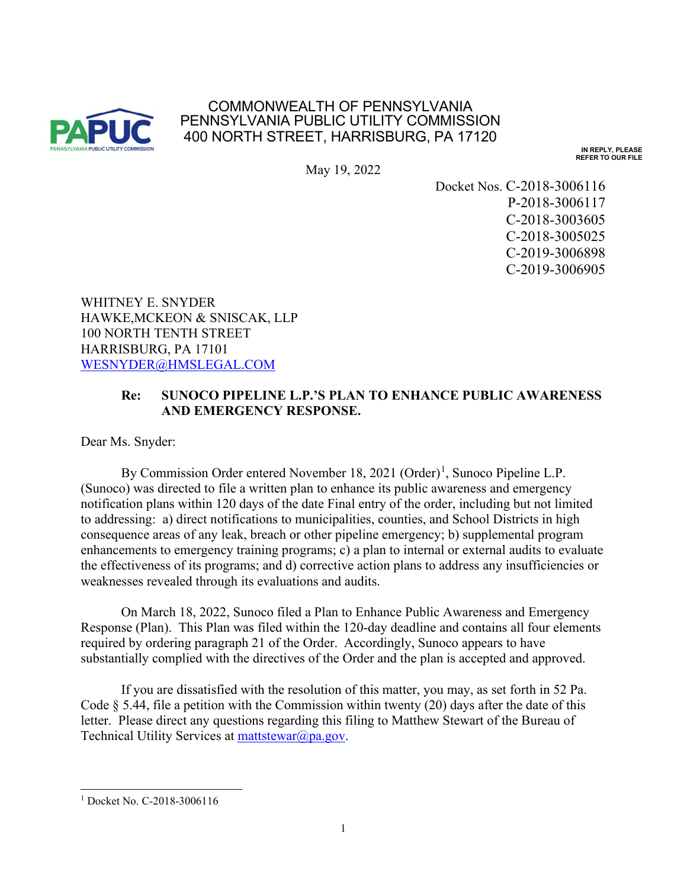COMMONWEALTH OF PENNSYLVANIA
PENNSYLVANIA PUBLIC UTILITY COMMISSION
400 NORTH STREET, HARRISBURG, PA 17120

IN REPLY, PLEASE
REFER TO OUR FILE

May 19, 2022

Docket Nos. C-2018-3006116
P-2018-3006117
C-2018-3003605
C-2018-3005025
C-2019-3006898
C-2019-3006905

WHITNEY E. SNYDER
HAWKE,MCKEON & SNISCAK, LLP
100 NORTH TENTH STREET
HARRISBURG, PA 17101
WESNYDER@HMSLEGAL.COM

**Re: SUNOCO PIPELINE L.P.'S PLAN TO ENHANCE PUBLIC AWARENESS AND EMERGENCY RESPONSE.**

Dear Ms. Snyder:

By Commission Order entered November 18, 2021 (Order)[1], Sunoco Pipeline L.P. (Sunoco) was directed to file a written plan to enhance its public awareness and emergency notification plans within 120 days of the date Final entry of the order, including but not limited to addressing: a) direct notifications to municipalities, counties, and School Districts in high consequence areas of any leak, breach or other pipeline emergency; b) supplemental program enhancements to emergency training programs; c) a plan to internal or external audits to evaluate the effectiveness of its programs; and d) corrective action plans to address any insufficiencies or weaknesses revealed through its evaluations and audits.

On March 18, 2022, Sunoco filed a Plan to Enhance Public Awareness and Emergency Response (Plan). This Plan was filed within the 120-day deadline and contains all four elements required by ordering paragraph 21 of the Order. Accordingly, Sunoco appears to have substantially complied with the directives of the Order and the plan is accepted and approved.

If you are dissatisfied with the resolution of this matter, you may, as set forth in 52 Pa. Code § 5.44, file a petition with the Commission within twenty (20) days after the date of this letter. Please direct any questions regarding this filing to Matthew Stewart of the Bureau of Technical Utility Services at mattstewar@pa.gov.

[1] Docket No. C-2018-3006116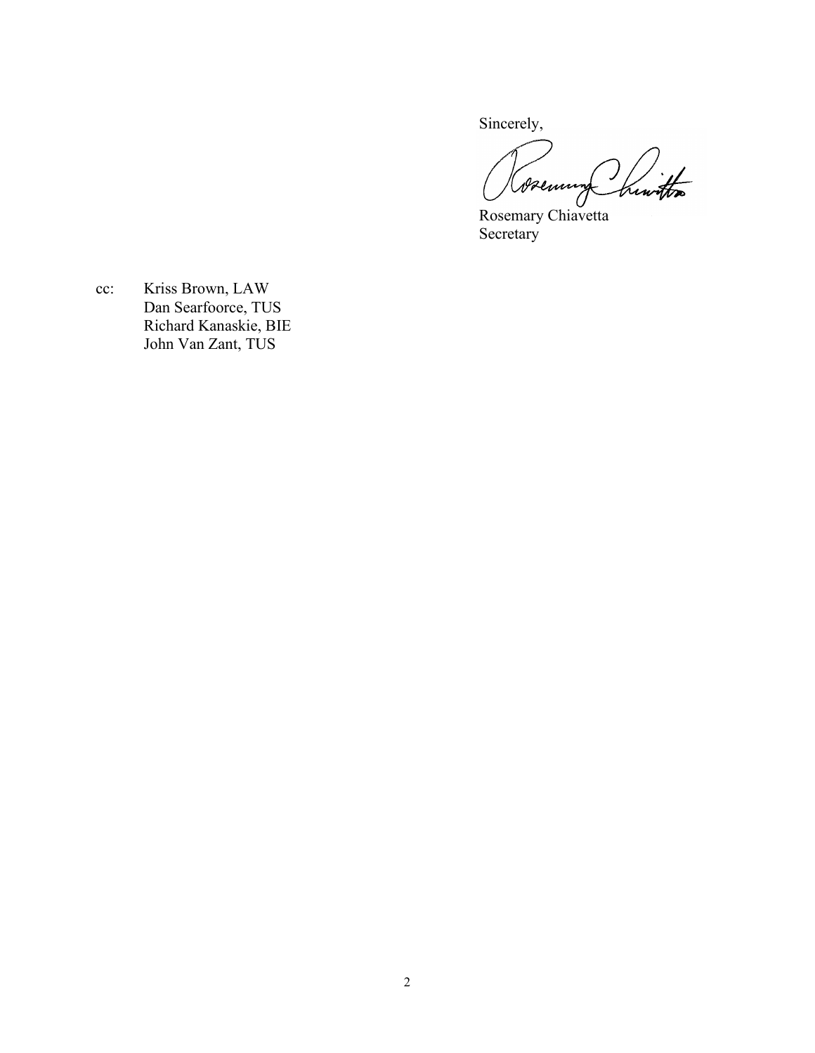Sincerely,

Rosemary Chiavetta
Secretary

cc: Kriss Brown, LAW
Dan Searfoorce, TUS
Richard Kanaskie, BIE
John Van Zant, TUS